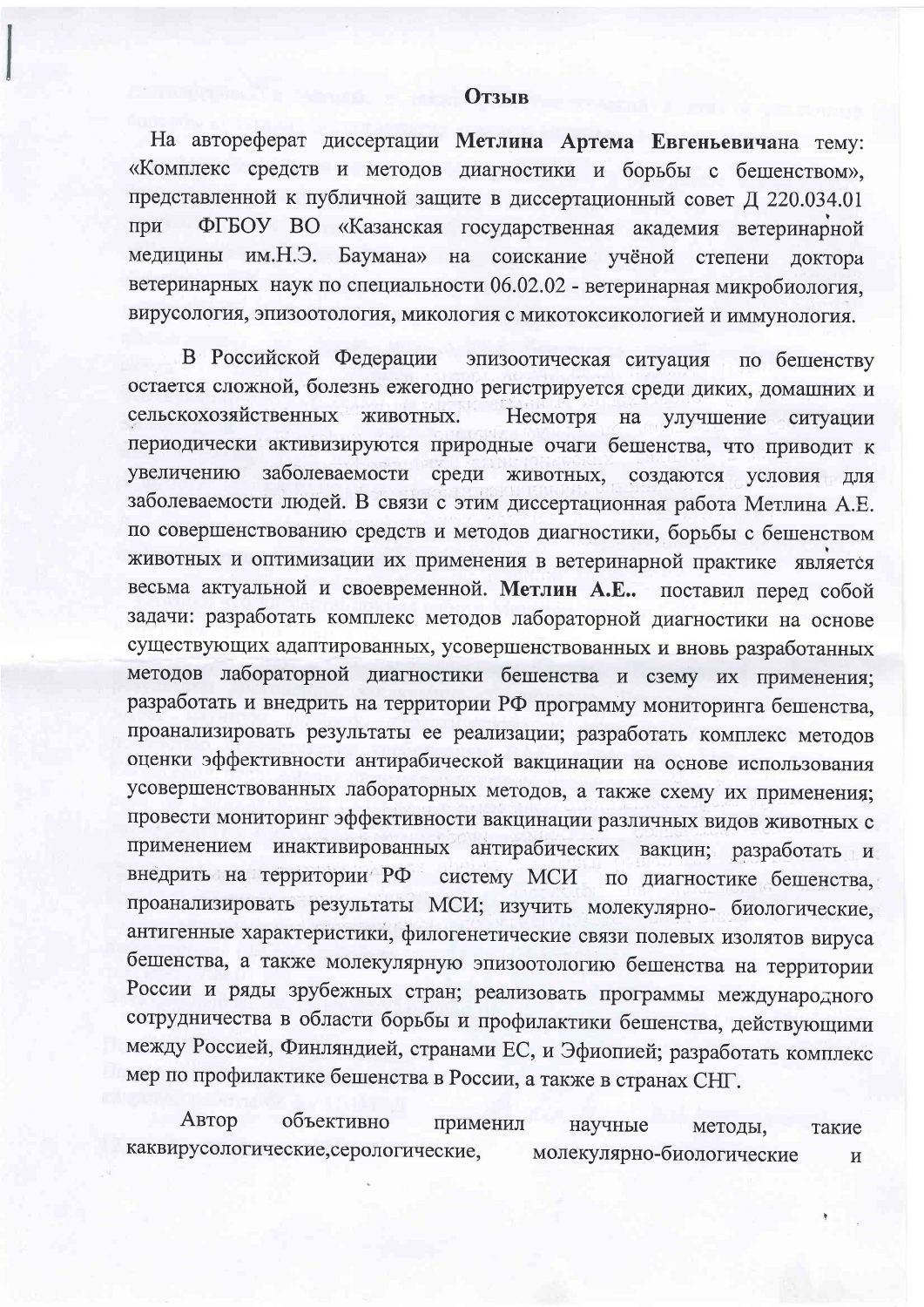# Отзыв

На автореферат диссертации **Метлина Артема Евгеньевича**на тему: «Комплекс средств и методов диагностики и борьбы с бешенством», представленной к публичной защите в диссертационный совет Д 220.034.01 при ФГБОУ ВО «Казанская государственная академия ветеринарной медицины им.Н.Э. Баумана» на соискание учёной степени доктора ветеринарных наук по специальности 06.02.02 - ветеринарная микробиология, вирусология, эпизоотология, микология с микотоксикологией и иммунология.

В Российской Федерации эпизоотическая ситуация по бешенству остается сложной, болезнь ежегодно регистрируется среди диких, домашних и сельскохозяйственных животных. Несмотря на улучшение ситуации периодически активизируются природные очаги бешенства, что приводит к увеличению заболеваемости среди животных, создаются условия для заболеваемости людей. В связи с этим диссертационная работа Метлина А.Е. по совершенствованию средств и методов диагностики, борьбы с бешенством животных и оптимизации их применения в ветеринарной практике является весьма актуальной и своевременной. **Метлин А.Е..** поставил перед собой задачи: разработать комплекс методов лабораторной диагностики на основе существующих адаптированных, усовершенствованных и вновь разработанных методов лабораторной диагностики бешенства и сзему их применения; разработать и внедрить на территории РФ программу мониторинга бешенства, проанализировать результаты ее реализации; разработать комплекс методов оценки эффективности антирабической вакцинации на основе использования усовершенствованных лабораторных методов, а также схему их применения; провести мониторинг эффективности вакцинации различных видов животных с применением инактивированных антирабических вакцин; разработать и внедрить на территории РФ систему МСИ по диагностике бешенства, проанализировать результаты МСИ; изучить молекулярно- биологические, антигенные характеристики, филогенетические связи полевых изолятов вируса бешенства, а также молекулярную эпизоотологию бешенства на территории России и ряды зрубежных стран; реализовать программы международного сотрудничества в области борьбы и профилактики бешенства, действующими между Россией, Финляндией, странами ЕС, и Эфиопией; разработать комплекс мер по профилактике бешенства в России, а также в странах СНГ.

Автор объективно применил научные методы, такие каквирусологические,серологические, молекулярно-биологические и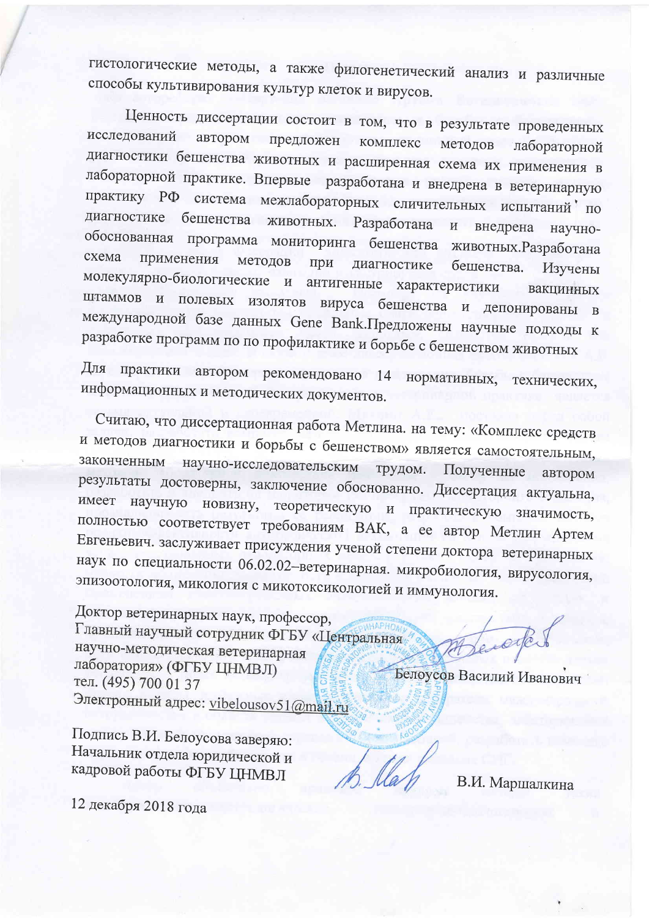гистологические методы, а также филогенетический анализ и различные способы культивирования культур клеток и вирусов.

Ценность диссертации состоит в том, что в результате проведенных исследований автором предложен комплекс методов лабораторной диагностики бешенства животных и расширенная схема их применения в лабораторной практике. Впервые разработана и внедрена в ветеринарную практику РФ система межлабораторных сличительных испытаний по диагностике бешенства животных. Разработана и внедрена научно-обоснованная программа мониторинга бешенства животных.Разработана схема применения методов при диагностике бешенства. Изучены молекулярно-биологические и антигенные характеристики вакцинных штаммов и полевых изолятов вируса бешенства и депонированы в международной базе данных Gene Bank.Предложены научные подходы к разработке программ по по профилактике и борьбе с бешенством животных

Для практики автором рекомендовано 14 нормативных, технических, информационных и методических документов.

Считаю, что диссертационная работа Метлина. на тему: «Комплекс средств и методов диагностики и борьбы с бешенством» является самостоятельным, законченным научно-исследовательским трудом. Полученные автором результаты достоверны, заключение обоснованно. Диссертация актуальна, имеет научную новизну, теоретическую и практическую значимость, полностью соответствует требованиям ВАК, а ее автор Метлин Артем Евгеньевич. заслуживает присуждения ученой степени доктора ветеринарных наук по специальности 06.02.02–ветеринарная. микробиология, вирусология, эпизоотология, микология с микотоксикологией и иммунология.

Доктор ветеринарных наук, профессор,
Главный научный сотрудник ФГБУ «Центральная научно-методическая ветеринарная лаборатория» (ФГБУ ЦНМВЛ)
тел. (495) 700 01 37
Электронный адрес: vibelousov51@mail.ru

Белоусов Василий Иванович

Подпись В.И. Белоусова заверяю:
Начальник отдела юридической и кадровой работы ФГБУ ЦНМВЛ

В.И. Маршалкина

12 декабря 2018 года